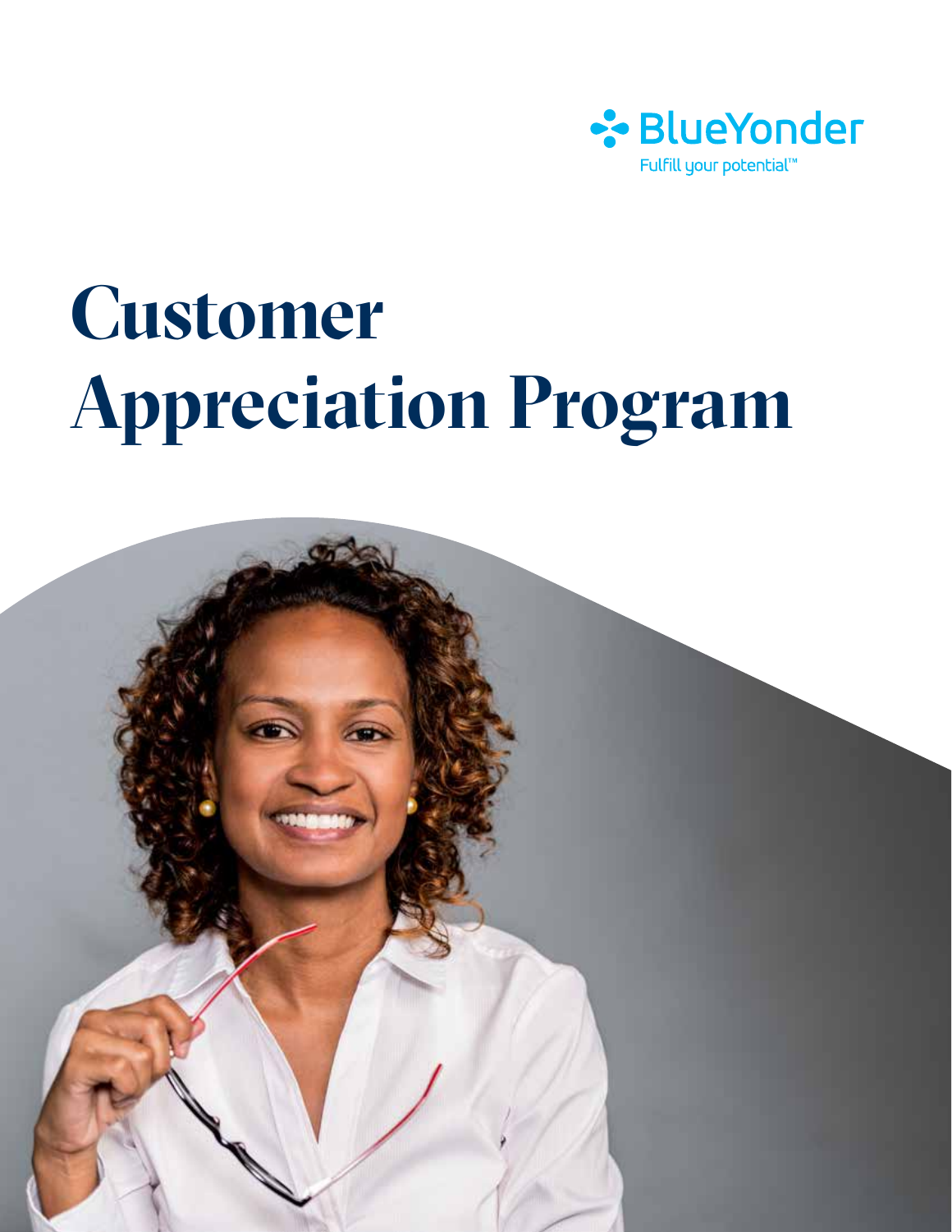BlueYonder

Fulfill your potential™

# Customer Appreciation Program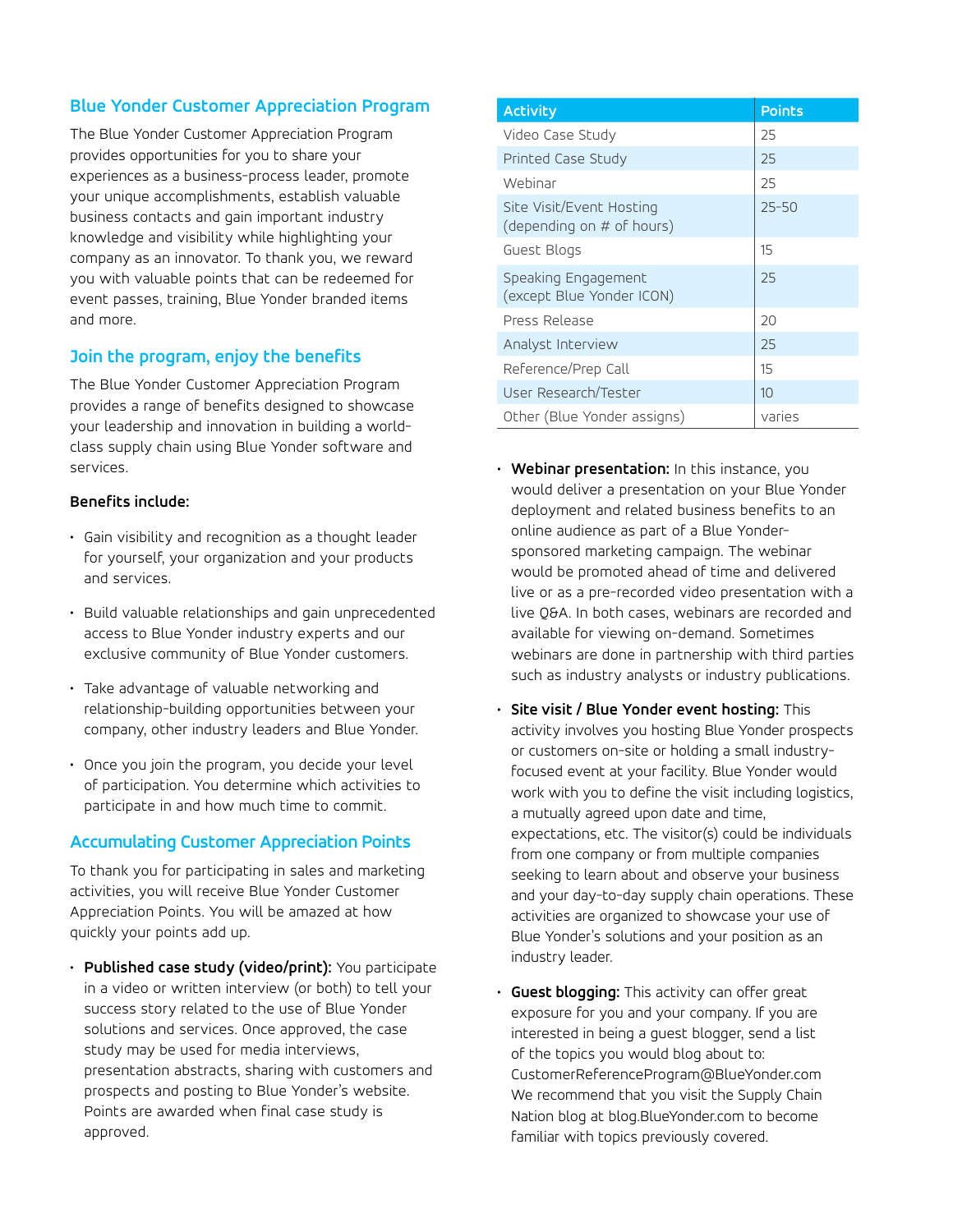## Blue Yonder Customer Appreciation Program

The Blue Yonder Customer Appreciation Program provides opportunities for you to share your experiences as a business-process leader, promote your unique accomplishments, establish valuable business contacts and gain important industry knowledge and visibility while highlighting your company as an innovator. To thank you, we reward you with valuable points that can be redeemed for event passes, training, Blue Yonder branded items and more.

## Join the program, enjoy the benefits

The Blue Yonder Customer Appreciation Program provides a range of benefits designed to showcase your leadership and innovation in building a world-class supply chain using Blue Yonder software and services.

**Benefits include:**

- Gain visibility and recognition as a thought leader for yourself, your organization and your products and services.
- Build valuable relationships and gain unprecedented access to Blue Yonder industry experts and our exclusive community of Blue Yonder customers.
- Take advantage of valuable networking and relationship-building opportunities between your company, other industry leaders and Blue Yonder.
- Once you join the program, you decide your level of participation. You determine which activities to participate in and how much time to commit.

## Accumulating Customer Appreciation Points

To thank you for participating in sales and marketing activities, you will receive Blue Yonder Customer Appreciation Points. You will be amazed at how quickly your points add up.

- **Published case study (video/print):** You participate in a video or written interview (or both) to tell your success story related to the use of Blue Yonder solutions and services. Once approved, the case study may be used for media interviews, presentation abstracts, sharing with customers and prospects and posting to Blue Yonder's website. Points are awarded when final case study is approved.

| Activity | Points |
|---|---|
| Video Case Study | 25 |
| Printed Case Study | 25 |
| Webinar | 25 |
| Site Visit/Event Hosting (depending on # of hours) | 25-50 |
| Guest Blogs | 15 |
| Speaking Engagement (except Blue Yonder ICON) | 25 |
| Press Release | 20 |
| Analyst Interview | 25 |
| Reference/Prep Call | 15 |
| User Research/Tester | 10 |
| Other (Blue Yonder assigns) | varies |

- **Webinar presentation:** In this instance, you would deliver a presentation on your Blue Yonder deployment and related business benefits to an online audience as part of a Blue Yonder-sponsored marketing campaign. The webinar would be promoted ahead of time and delivered live or as a pre-recorded video presentation with a live Q&A. In both cases, webinars are recorded and available for viewing on-demand. Sometimes webinars are done in partnership with third parties such as industry analysts or industry publications.
- **Site visit / Blue Yonder event hosting:** This activity involves you hosting Blue Yonder prospects or customers on-site or holding a small industry-focused event at your facility. Blue Yonder would work with you to define the visit including logistics, a mutually agreed upon date and time, expectations, etc. The visitor(s) could be individuals from one company or from multiple companies seeking to learn about and observe your business and your day-to-day supply chain operations. These activities are organized to showcase your use of Blue Yonder's solutions and your position as an industry leader.
- **Guest blogging:** This activity can offer great exposure for you and your company. If you are interested in being a guest blogger, send a list of the topics you would blog about to: CustomerReferenceProgram@BlueYonder.com We recommend that you visit the Supply Chain Nation blog at blog.BlueYonder.com to become familiar with topics previously covered.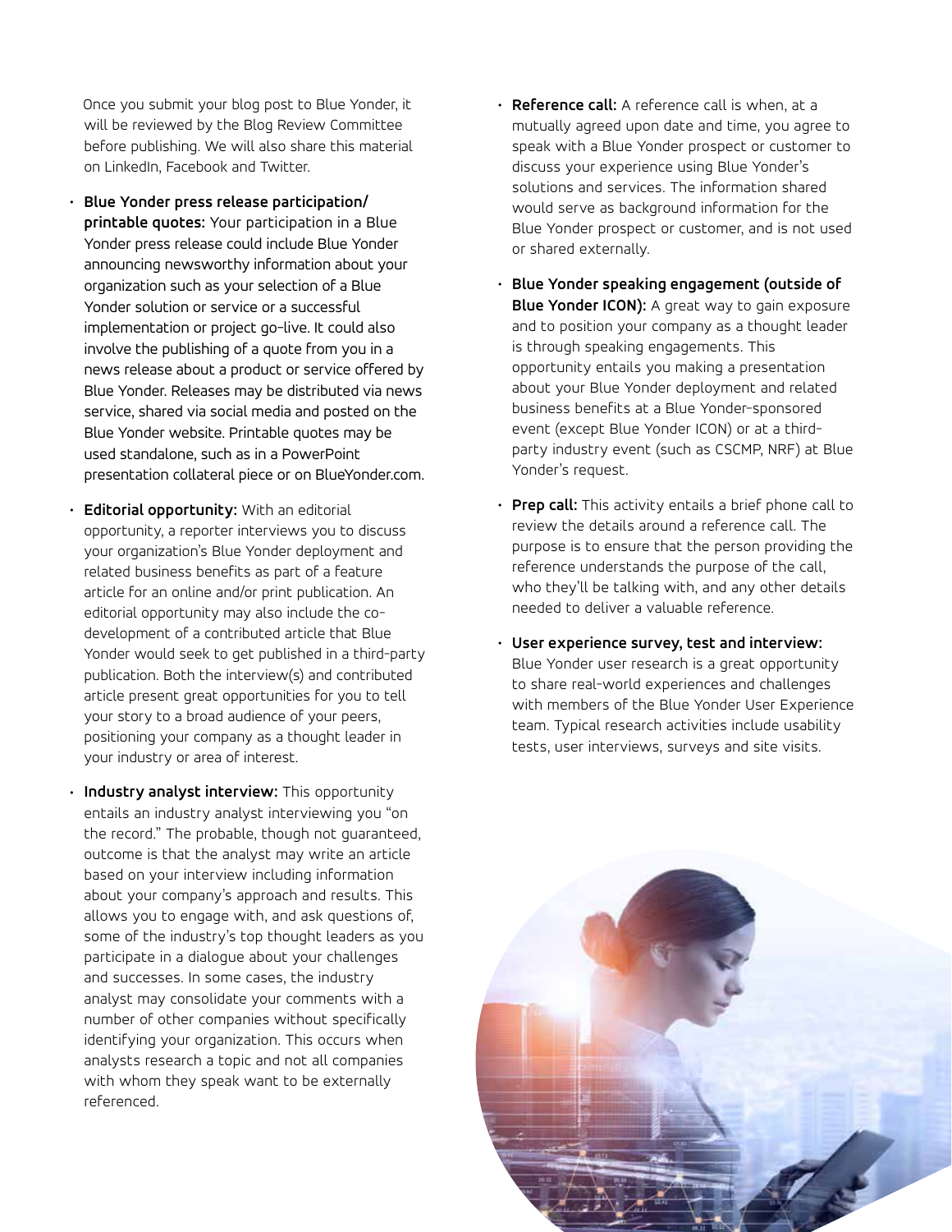Once you submit your blog post to Blue Yonder, it will be reviewed by the Blog Review Committee before publishing. We will also share this material on LinkedIn, Facebook and Twitter.

- **Blue Yonder press release participation/ printable quotes:** Your participation in a Blue Yonder press release could include Blue Yonder announcing newsworthy information about your organization such as your selection of a Blue Yonder solution or service or a successful implementation or project go-live. It could also involve the publishing of a quote from you in a news release about a product or service offered by Blue Yonder. Releases may be distributed via news service, shared via social media and posted on the Blue Yonder website. Printable quotes may be used standalone, such as in a PowerPoint presentation collateral piece or on BlueYonder.com.

- **Editorial opportunity:** With an editorial opportunity, a reporter interviews you to discuss your organization's Blue Yonder deployment and related business benefits as part of a feature article for an online and/or print publication. An editorial opportunity may also include the co-development of a contributed article that Blue Yonder would seek to get published in a third-party publication. Both the interview(s) and contributed article present great opportunities for you to tell your story to a broad audience of your peers, positioning your company as a thought leader in your industry or area of interest.

- **Industry analyst interview:** This opportunity entails an industry analyst interviewing you "on the record." The probable, though not guaranteed, outcome is that the analyst may write an article based on your interview including information about your company's approach and results. This allows you to engage with, and ask questions of, some of the industry's top thought leaders as you participate in a dialogue about your challenges and successes. In some cases, the industry analyst may consolidate your comments with a number of other companies without specifically identifying your organization. This occurs when analysts research a topic and not all companies with whom they speak want to be externally referenced.

- **Reference call:** A reference call is when, at a mutually agreed upon date and time, you agree to speak with a Blue Yonder prospect or customer to discuss your experience using Blue Yonder's solutions and services. The information shared would serve as background information for the Blue Yonder prospect or customer, and is not used or shared externally.

- **Blue Yonder speaking engagement (outside of Blue Yonder ICON):** A great way to gain exposure and to position your company as a thought leader is through speaking engagements. This opportunity entails you making a presentation about your Blue Yonder deployment and related business benefits at a Blue Yonder-sponsored event (except Blue Yonder ICON) or at a third-party industry event (such as CSCMP, NRF) at Blue Yonder's request.

- **Prep call:** This activity entails a brief phone call to review the details around a reference call. The purpose is to ensure that the person providing the reference understands the purpose of the call, who they'll be talking with, and any other details needed to deliver a valuable reference.

- **User experience survey, test and interview:** Blue Yonder user research is a great opportunity to share real-world experiences and challenges with members of the Blue Yonder User Experience team. Typical research activities include usability tests, user interviews, surveys and site visits.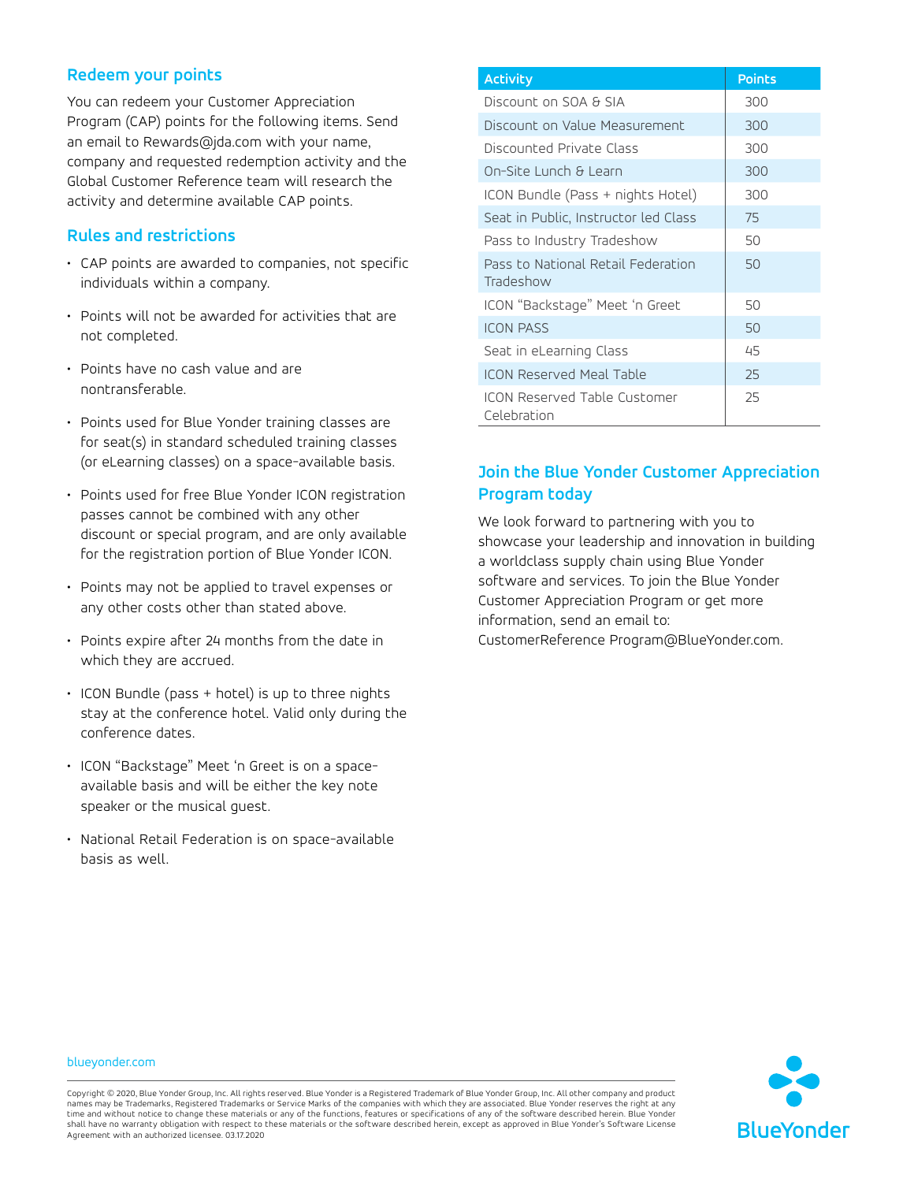## Redeem your points

You can redeem your Customer Appreciation Program (CAP) points for the following items. Send an email to Rewards@jda.com with your name, company and requested redemption activity and the Global Customer Reference team will research the activity and determine available CAP points.

## Rules and restrictions

- CAP points are awarded to companies, not specific individuals within a company.
- Points will not be awarded for activities that are not completed.
- Points have no cash value and are nontransferable.
- Points used for Blue Yonder training classes are for seat(s) in standard scheduled training classes (or eLearning classes) on a space-available basis.
- Points used for free Blue Yonder ICON registration passes cannot be combined with any other discount or special program, and are only available for the registration portion of Blue Yonder ICON.
- Points may not be applied to travel expenses or any other costs other than stated above.
- Points expire after 24 months from the date in which they are accrued.
- ICON Bundle (pass + hotel) is up to three nights stay at the conference hotel. Valid only during the conference dates.
- ICON "Backstage" Meet 'n Greet is on a space-available basis and will be either the key note speaker or the musical guest.
- National Retail Federation is on space-available basis as well.

| Activity | Points |
|---|---|
| Discount on SOA & SIA | 300 |
| Discount on Value Measurement | 300 |
| Discounted Private Class | 300 |
| On-Site Lunch & Learn | 300 |
| ICON Bundle (Pass + nights Hotel) | 300 |
| Seat in Public, Instructor led Class | 75 |
| Pass to Industry Tradeshow | 50 |
| Pass to National Retail Federation Tradeshow | 50 |
| ICON "Backstage" Meet 'n Greet | 50 |
| ICON PASS | 50 |
| Seat in eLearning Class | 45 |
| ICON Reserved Meal Table | 25 |
| ICON Reserved Table Customer Celebration | 25 |

## Join the Blue Yonder Customer Appreciation Program today

We look forward to partnering with you to showcase your leadership and innovation in building a worldclass supply chain using Blue Yonder software and services. To join the Blue Yonder Customer Appreciation Program or get more information, send an email to: CustomerReference Program@BlueYonder.com.

blueyonder.com

Copyright © 2020, Blue Yonder Group, Inc. All rights reserved. Blue Yonder is a Registered Trademark of Blue Yonder Group, Inc. All other company and product names may be Trademarks, Registered Trademarks or Service Marks of the companies with which they are associated. Blue Yonder reserves the right at any time and without notice to change these materials or any of the functions, features or specifications of any of the software described herein. Blue Yonder shall have no warranty obligation with respect to these materials or the software described herein, except as approved in Blue Yonder's Software License Agreement with an authorized licensee. 03.17.2020

BlueYonder